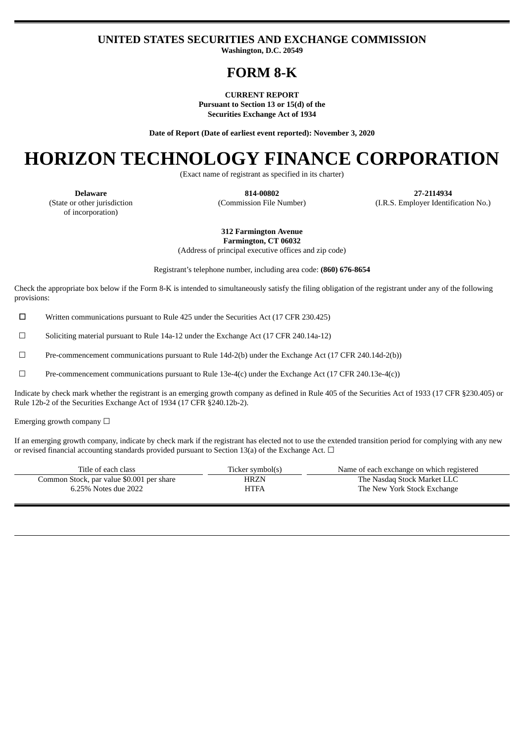# UNITED STATES SECURITIES AND EXCHANGE COMMISSION

**Washington, D.C. 20549**

# FORM 8-K

**CURRENT REPORT**
**Pursuant to Section 13 or 15(d) of the**
**Securities Exchange Act of 1934**

**Date of Report (Date of earliest event reported): November 3, 2020**

# HORIZON TECHNOLOGY FINANCE CORPORATION

(Exact name of registrant as specified in its charter)

| **Delaware** | **814-00802** | **27-2114934** |
|---|---|---|
| (State or other jurisdiction of incorporation) | (Commission File Number) | (I.R.S. Employer Identification No.) |

**312 Farmington Avenue**
**Farmington, CT 06032**
(Address of principal executive offices and zip code)

Registrant's telephone number, including area code: **(860) 676-8654**

Check the appropriate box below if the Form 8-K is intended to simultaneously satisfy the filing obligation of the registrant under any of the following provisions:

☐ Written communications pursuant to Rule 425 under the Securities Act (17 CFR 230.425)

☐ Soliciting material pursuant to Rule 14a-12 under the Exchange Act (17 CFR 240.14a-12)

☐ Pre-commencement communications pursuant to Rule 14d-2(b) under the Exchange Act (17 CFR 240.14d-2(b))

☐ Pre-commencement communications pursuant to Rule 13e-4(c) under the Exchange Act (17 CFR 240.13e-4(c))

Indicate by check mark whether the registrant is an emerging growth company as defined in Rule 405 of the Securities Act of 1933 (17 CFR §230.405) or Rule 12b-2 of the Securities Exchange Act of 1934 (17 CFR §240.12b-2).

Emerging growth company ☐

If an emerging growth company, indicate by check mark if the registrant has elected not to use the extended transition period for complying with any new or revised financial accounting standards provided pursuant to Section 13(a) of the Exchange Act. ☐

| Title of each class | Ticker symbol(s) | Name of each exchange on which registered |
|---|---|---|
| Common Stock, par value $0.001 per share | HRZN | The Nasdaq Stock Market LLC |
| 6.25% Notes due 2022 | HTFA | The New York Stock Exchange |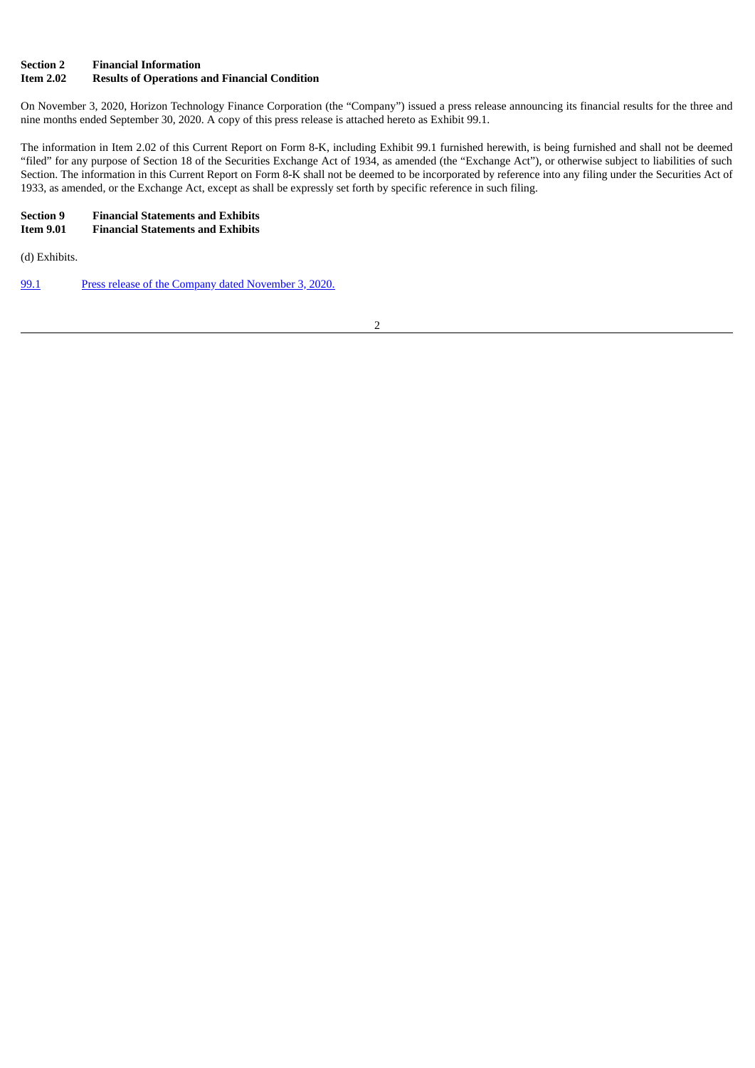**Section 2 Financial Information**
**Item 2.02 Results of Operations and Financial Condition**

On November 3, 2020, Horizon Technology Finance Corporation (the "Company") issued a press release announcing its financial results for the three and nine months ended September 30, 2020. A copy of this press release is attached hereto as Exhibit 99.1.

The information in Item 2.02 of this Current Report on Form 8-K, including Exhibit 99.1 furnished herewith, is being furnished and shall not be deemed "filed" for any purpose of Section 18 of the Securities Exchange Act of 1934, as amended (the "Exchange Act"), or otherwise subject to liabilities of such Section. The information in this Current Report on Form 8-K shall not be deemed to be incorporated by reference into any filing under the Securities Act of 1933, as amended, or the Exchange Act, except as shall be expressly set forth by specific reference in such filing.

**Section 9 Financial Statements and Exhibits**
**Item 9.01 Financial Statements and Exhibits**

(d) Exhibits.

99.1 Press release of the Company dated November 3, 2020.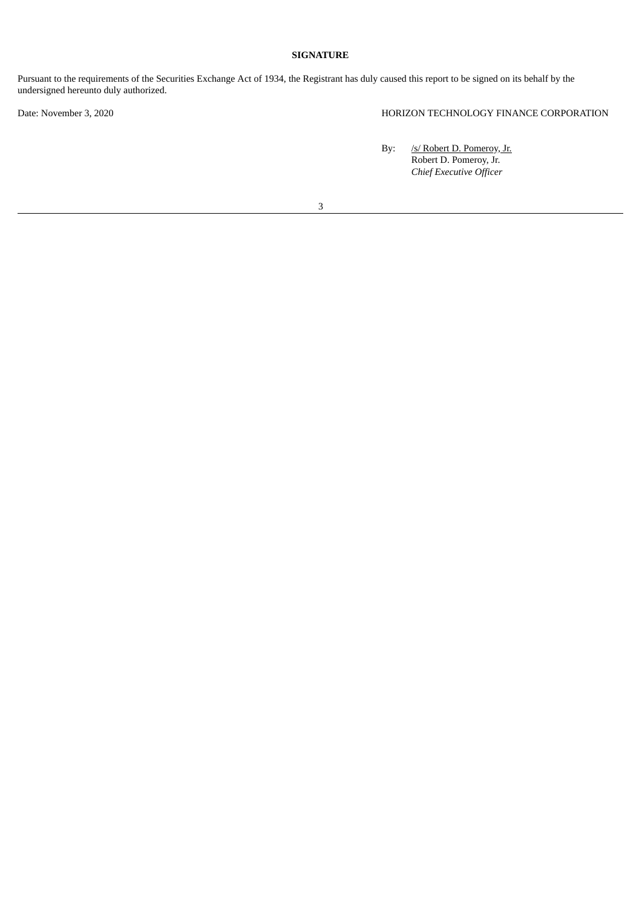**SIGNATURE**

Pursuant to the requirements of the Securities Exchange Act of 1934, the Registrant has duly caused this report to be signed on its behalf by the undersigned hereunto duly authorized.

Date: November 3, 2020

HORIZON TECHNOLOGY FINANCE CORPORATION

By: /s/ Robert D. Pomeroy, Jr.
Robert D. Pomeroy, Jr.
*Chief Executive Officer*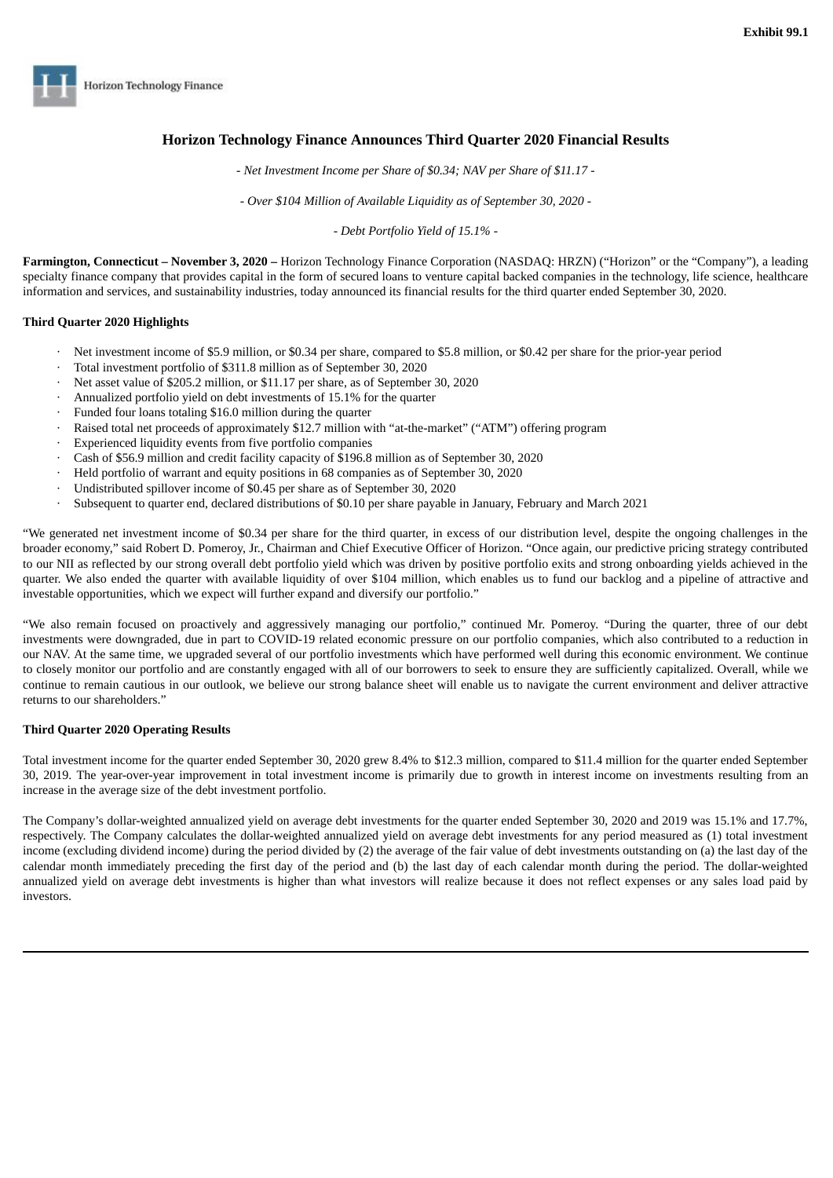Exhibit 99.1

Horizon Technology Finance

# Horizon Technology Finance Announces Third Quarter 2020 Financial Results

*- Net Investment Income per Share of $0.34; NAV per Share of $11.17 -*

*- Over $104 Million of Available Liquidity as of September 30, 2020 -*

*- Debt Portfolio Yield of 15.1% -*

**Farmington, Connecticut – November 3, 2020 –** Horizon Technology Finance Corporation (NASDAQ: HRZN) ("Horizon" or the "Company"), a leading specialty finance company that provides capital in the form of secured loans to venture capital backed companies in the technology, life science, healthcare information and services, and sustainability industries, today announced its financial results for the third quarter ended September 30, 2020.

**Third Quarter 2020 Highlights**

- Net investment income of $5.9 million, or $0.34 per share, compared to $5.8 million, or $0.42 per share for the prior-year period
- Total investment portfolio of $311.8 million as of September 30, 2020
- Net asset value of $205.2 million, or $11.17 per share, as of September 30, 2020
- Annualized portfolio yield on debt investments of 15.1% for the quarter
- Funded four loans totaling $16.0 million during the quarter
- Raised total net proceeds of approximately $12.7 million with "at-the-market" ("ATM") offering program
- Experienced liquidity events from five portfolio companies
- Cash of $56.9 million and credit facility capacity of $196.8 million as of September 30, 2020
- Held portfolio of warrant and equity positions in 68 companies as of September 30, 2020
- Undistributed spillover income of $0.45 per share as of September 30, 2020
- Subsequent to quarter end, declared distributions of $0.10 per share payable in January, February and March 2021

"We generated net investment income of $0.34 per share for the third quarter, in excess of our distribution level, despite the ongoing challenges in the broader economy," said Robert D. Pomeroy, Jr., Chairman and Chief Executive Officer of Horizon. "Once again, our predictive pricing strategy contributed to our NII as reflected by our strong overall debt portfolio yield which was driven by positive portfolio exits and strong onboarding yields achieved in the quarter. We also ended the quarter with available liquidity of over $104 million, which enables us to fund our backlog and a pipeline of attractive and investable opportunities, which we expect will further expand and diversify our portfolio."

"We also remain focused on proactively and aggressively managing our portfolio," continued Mr. Pomeroy. "During the quarter, three of our debt investments were downgraded, due in part to COVID-19 related economic pressure on our portfolio companies, which also contributed to a reduction in our NAV. At the same time, we upgraded several of our portfolio investments which have performed well during this economic environment. We continue to closely monitor our portfolio and are constantly engaged with all of our borrowers to seek to ensure they are sufficiently capitalized. Overall, while we continue to remain cautious in our outlook, we believe our strong balance sheet will enable us to navigate the current environment and deliver attractive returns to our shareholders."

**Third Quarter 2020 Operating Results**

Total investment income for the quarter ended September 30, 2020 grew 8.4% to $12.3 million, compared to $11.4 million for the quarter ended September 30, 2019. The year-over-year improvement in total investment income is primarily due to growth in interest income on investments resulting from an increase in the average size of the debt investment portfolio.

The Company's dollar-weighted annualized yield on average debt investments for the quarter ended September 30, 2020 and 2019 was 15.1% and 17.7%, respectively. The Company calculates the dollar-weighted annualized yield on average debt investments for any period measured as (1) total investment income (excluding dividend income) during the period divided by (2) the average of the fair value of debt investments outstanding on (a) the last day of the calendar month immediately preceding the first day of the period and (b) the last day of each calendar month during the period. The dollar-weighted annualized yield on average debt investments is higher than what investors will realize because it does not reflect expenses or any sales load paid by investors.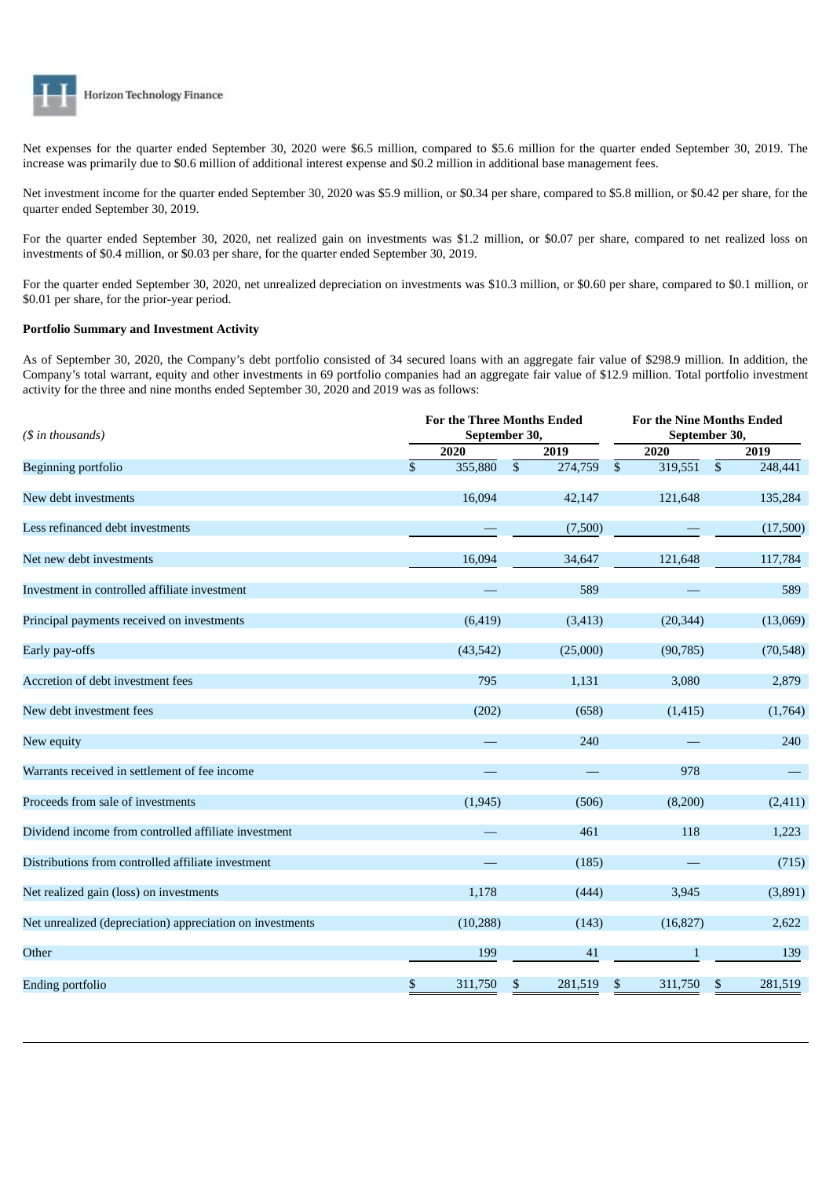Net expenses for the quarter ended September 30, 2020 were $6.5 million, compared to $5.6 million for the quarter ended September 30, 2019. The increase was primarily due to $0.6 million of additional interest expense and $0.2 million in additional base management fees.

Net investment income for the quarter ended September 30, 2020 was $5.9 million, or $0.34 per share, compared to $5.8 million, or $0.42 per share, for the quarter ended September 30, 2019.

For the quarter ended September 30, 2020, net realized gain on investments was $1.2 million, or $0.07 per share, compared to net realized loss on investments of $0.4 million, or $0.03 per share, for the quarter ended September 30, 2019.

For the quarter ended September 30, 2020, net unrealized depreciation on investments was $10.3 million, or $0.60 per share, compared to $0.1 million, or $0.01 per share, for the prior-year period.

**Portfolio Summary and Investment Activity**

As of September 30, 2020, the Company's debt portfolio consisted of 34 secured loans with an aggregate fair value of $298.9 million. In addition, the Company's total warrant, equity and other investments in 69 portfolio companies had an aggregate fair value of $12.9 million. Total portfolio investment activity for the three and nine months ended September 30, 2020 and 2019 was as follows:

| *($ in thousands)* | For the Three Months Ended September 30, | | For the Nine Months Ended September 30, | |
|---|---|---|---|---|
| | 2020 | 2019 | 2020 | 2019 |
| Beginning portfolio | $ 355,880 | $ 274,759 | $ 319,551 | $ 248,441 |
| New debt investments | 16,094 | 42,147 | 121,648 | 135,284 |
| Less refinanced debt investments | — | (7,500) | — | (17,500) |
| Net new debt investments | 16,094 | 34,647 | 121,648 | 117,784 |
| Investment in controlled affiliate investment | — | 589 | — | 589 |
| Principal payments received on investments | (6,419) | (3,413) | (20,344) | (13,069) |
| Early pay-offs | (43,542) | (25,000) | (90,785) | (70,548) |
| Accretion of debt investment fees | 795 | 1,131 | 3,080 | 2,879 |
| New debt investment fees | (202) | (658) | (1,415) | (1,764) |
| New equity | — | 240 | — | 240 |
| Warrants received in settlement of fee income | — | — | 978 | — |
| Proceeds from sale of investments | (1,945) | (506) | (8,200) | (2,411) |
| Dividend income from controlled affiliate investment | — | 461 | 118 | 1,223 |
| Distributions from controlled affiliate investment | — | (185) | — | (715) |
| Net realized gain (loss) on investments | 1,178 | (444) | 3,945 | (3,891) |
| Net unrealized (depreciation) appreciation on investments | (10,288) | (143) | (16,827) | 2,622 |
| Other | 199 | 41 | 1 | 139 |
| Ending portfolio | $ 311,750 | $ 281,519 | $ 311,750 | $ 281,519 |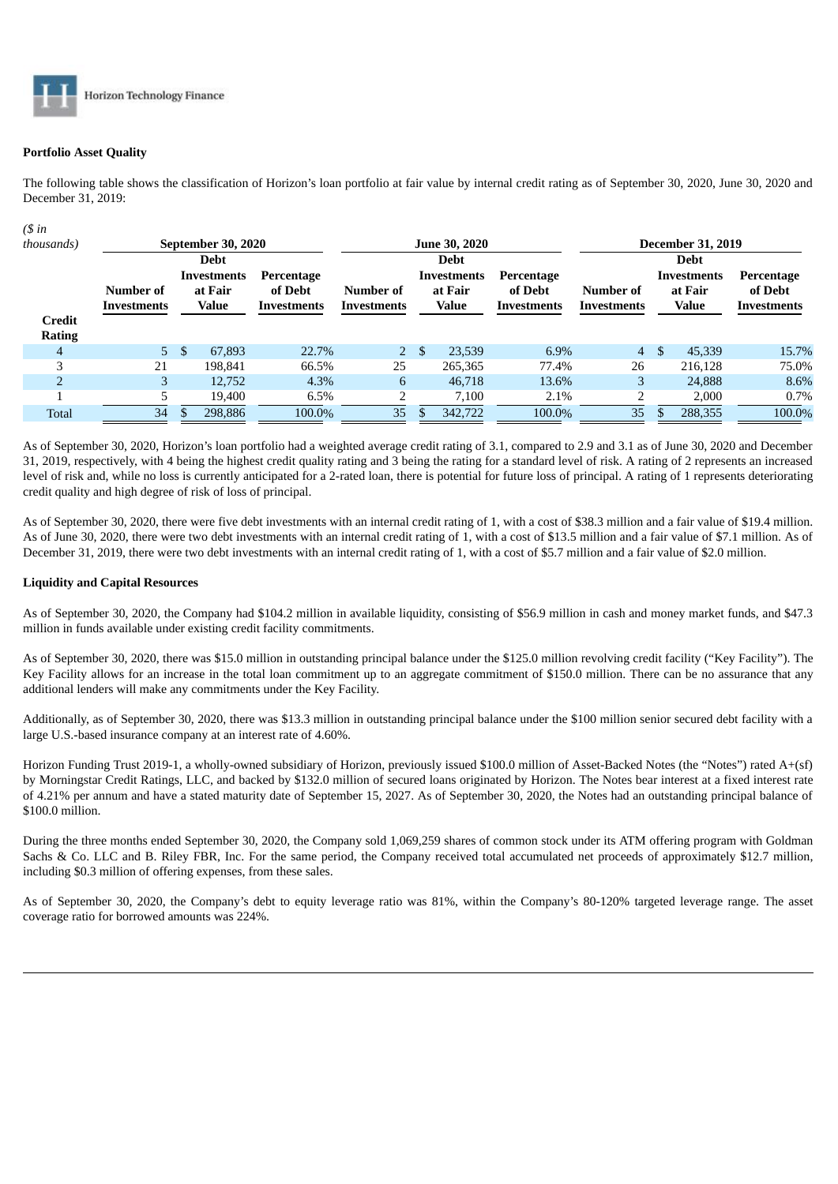### Portfolio Asset Quality

The following table shows the classification of Horizon's loan portfolio at fair value by internal credit rating as of September 30, 2020, June 30, 2020 and December 31, 2019:

| *($ in thousands)* | September 30, 2020 | | | June 30, 2020 | | | December 31, 2019 | | |
|---|---|---|---|---|---|---|---|---|---|
| Credit Rating | Number of Investments | Debt Investments at Fair Value | Percentage of Debt Investments | Number of Investments | Debt Investments at Fair Value | Percentage of Debt Investments | Number of Investments | Debt Investments at Fair Value | Percentage of Debt Investments |
| 4 | 5 | $ 67,893 | 22.7% | 2 | $ 23,539 | 6.9% | 4 | $ 45,339 | 15.7% |
| 3 | 21 | 198,841 | 66.5% | 25 | 265,365 | 77.4% | 26 | 216,128 | 75.0% |
| 2 | 3 | 12,752 | 4.3% | 6 | 46,718 | 13.6% | 3 | 24,888 | 8.6% |
| 1 | 5 | 19,400 | 6.5% | 2 | 7,100 | 2.1% | 2 | 2,000 | 0.7% |
| Total | 34 | $ 298,886 | 100.0% | 35 | $ 342,722 | 100.0% | 35 | $ 288,355 | 100.0% |

As of September 30, 2020, Horizon's loan portfolio had a weighted average credit rating of 3.1, compared to 2.9 and 3.1 as of June 30, 2020 and December 31, 2019, respectively, with 4 being the highest credit quality rating and 3 being the rating for a standard level of risk. A rating of 2 represents an increased level of risk and, while no loss is currently anticipated for a 2-rated loan, there is potential for future loss of principal. A rating of 1 represents deteriorating credit quality and high degree of risk of loss of principal.

As of September 30, 2020, there were five debt investments with an internal credit rating of 1, with a cost of $38.3 million and a fair value of $19.4 million. As of June 30, 2020, there were two debt investments with an internal credit rating of 1, with a cost of $13.5 million and a fair value of $7.1 million. As of December 31, 2019, there were two debt investments with an internal credit rating of 1, with a cost of $5.7 million and a fair value of $2.0 million.

### Liquidity and Capital Resources

As of September 30, 2020, the Company had $104.2 million in available liquidity, consisting of $56.9 million in cash and money market funds, and $47.3 million in funds available under existing credit facility commitments.

As of September 30, 2020, there was $15.0 million in outstanding principal balance under the $125.0 million revolving credit facility ("Key Facility"). The Key Facility allows for an increase in the total loan commitment up to an aggregate commitment of $150.0 million. There can be no assurance that any additional lenders will make any commitments under the Key Facility.

Additionally, as of September 30, 2020, there was $13.3 million in outstanding principal balance under the $100 million senior secured debt facility with a large U.S.-based insurance company at an interest rate of 4.60%.

Horizon Funding Trust 2019-1, a wholly-owned subsidiary of Horizon, previously issued $100.0 million of Asset-Backed Notes (the "Notes") rated A+(sf) by Morningstar Credit Ratings, LLC, and backed by $132.0 million of secured loans originated by Horizon. The Notes bear interest at a fixed interest rate of 4.21% per annum and have a stated maturity date of September 15, 2027. As of September 30, 2020, the Notes had an outstanding principal balance of $100.0 million.

During the three months ended September 30, 2020, the Company sold 1,069,259 shares of common stock under its ATM offering program with Goldman Sachs & Co. LLC and B. Riley FBR, Inc. For the same period, the Company received total accumulated net proceeds of approximately $12.7 million, including $0.3 million of offering expenses, from these sales.

As of September 30, 2020, the Company's debt to equity leverage ratio was 81%, within the Company's 80-120% targeted leverage range. The asset coverage ratio for borrowed amounts was 224%.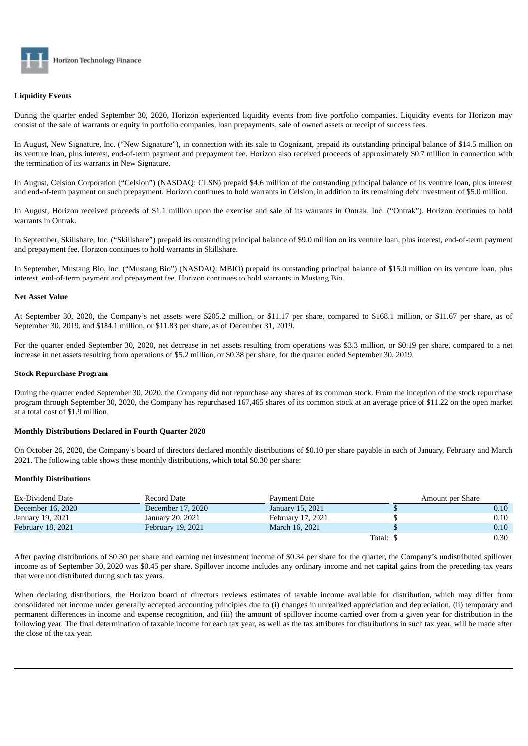**Liquidity Events**

During the quarter ended September 30, 2020, Horizon experienced liquidity events from five portfolio companies. Liquidity events for Horizon may consist of the sale of warrants or equity in portfolio companies, loan prepayments, sale of owned assets or receipt of success fees.

In August, New Signature, Inc. ("New Signature"), in connection with its sale to Cognizant, prepaid its outstanding principal balance of $14.5 million on its venture loan, plus interest, end-of-term payment and prepayment fee. Horizon also received proceeds of approximately $0.7 million in connection with the termination of its warrants in New Signature.

In August, Celsion Corporation ("Celsion") (NASDAQ: CLSN) prepaid $4.6 million of the outstanding principal balance of its venture loan, plus interest and end-of-term payment on such prepayment. Horizon continues to hold warrants in Celsion, in addition to its remaining debt investment of $5.0 million.

In August, Horizon received proceeds of $1.1 million upon the exercise and sale of its warrants in Ontrak, Inc. ("Ontrak"). Horizon continues to hold warrants in Ontrak.

In September, Skillshare, Inc. ("Skillshare") prepaid its outstanding principal balance of $9.0 million on its venture loan, plus interest, end-of-term payment and prepayment fee. Horizon continues to hold warrants in Skillshare.

In September, Mustang Bio, Inc. ("Mustang Bio") (NASDAQ: MBIO) prepaid its outstanding principal balance of $15.0 million on its venture loan, plus interest, end-of-term payment and prepayment fee. Horizon continues to hold warrants in Mustang Bio.

**Net Asset Value**

At September 30, 2020, the Company's net assets were $205.2 million, or $11.17 per share, compared to $168.1 million, or $11.67 per share, as of September 30, 2019, and $184.1 million, or $11.83 per share, as of December 31, 2019.

For the quarter ended September 30, 2020, net decrease in net assets resulting from operations was $3.3 million, or $0.19 per share, compared to a net increase in net assets resulting from operations of $5.2 million, or $0.38 per share, for the quarter ended September 30, 2019.

**Stock Repurchase Program**

During the quarter ended September 30, 2020, the Company did not repurchase any shares of its common stock. From the inception of the stock repurchase program through September 30, 2020, the Company has repurchased 167,465 shares of its common stock at an average price of $11.22 on the open market at a total cost of $1.9 million.

**Monthly Distributions Declared in Fourth Quarter 2020**

On October 26, 2020, the Company's board of directors declared monthly distributions of $0.10 per share payable in each of January, February and March 2021. The following table shows these monthly distributions, which total $0.30 per share:

**Monthly Distributions**

| Ex-Dividend Date | Record Date | Payment Date | Amount per Share |
|---|---|---|---|
| December 16, 2020 | December 17, 2020 | January 15, 2021 | $ 0.10 |
| January 19, 2021 | January 20, 2021 | February 17, 2021 | $ 0.10 |
| February 18, 2021 | February 19, 2021 | March 16, 2021 | $ 0.10 |
| | | Total: | $ 0.30 |

After paying distributions of $0.30 per share and earning net investment income of $0.34 per share for the quarter, the Company's undistributed spillover income as of September 30, 2020 was $0.45 per share. Spillover income includes any ordinary income and net capital gains from the preceding tax years that were not distributed during such tax years.

When declaring distributions, the Horizon board of directors reviews estimates of taxable income available for distribution, which may differ from consolidated net income under generally accepted accounting principles due to (i) changes in unrealized appreciation and depreciation, (ii) temporary and permanent differences in income and expense recognition, and (iii) the amount of spillover income carried over from a given year for distribution in the following year. The final determination of taxable income for each tax year, as well as the tax attributes for distributions in such tax year, will be made after the close of the tax year.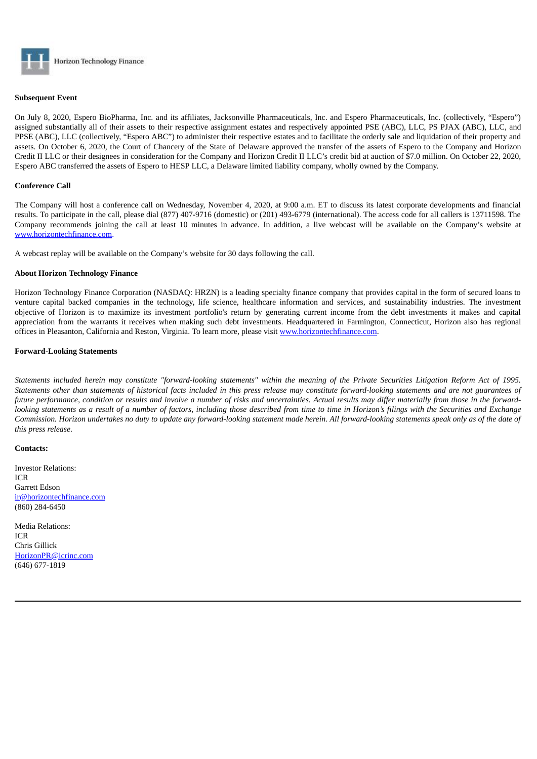Horizon Technology Finance

**Subsequent Event**

On July 8, 2020, Espero BioPharma, Inc. and its affiliates, Jacksonville Pharmaceuticals, Inc. and Espero Pharmaceuticals, Inc. (collectively, "Espero") assigned substantially all of their assets to their respective assignment estates and respectively appointed PSE (ABC), LLC, PS PJAX (ABC), LLC, and PPSE (ABC), LLC (collectively, "Espero ABC") to administer their respective estates and to facilitate the orderly sale and liquidation of their property and assets. On October 6, 2020, the Court of Chancery of the State of Delaware approved the transfer of the assets of Espero to the Company and Horizon Credit II LLC or their designees in consideration for the Company and Horizon Credit II LLC's credit bid at auction of $7.0 million. On October 22, 2020, Espero ABC transferred the assets of Espero to HESP LLC, a Delaware limited liability company, wholly owned by the Company.

**Conference Call**

The Company will host a conference call on Wednesday, November 4, 2020, at 9:00 a.m. ET to discuss its latest corporate developments and financial results. To participate in the call, please dial (877) 407-9716 (domestic) or (201) 493-6779 (international). The access code for all callers is 13711598. The Company recommends joining the call at least 10 minutes in advance. In addition, a live webcast will be available on the Company's website at www.horizontechfinance.com.

A webcast replay will be available on the Company's website for 30 days following the call.

**About Horizon Technology Finance**

Horizon Technology Finance Corporation (NASDAQ: HRZN) is a leading specialty finance company that provides capital in the form of secured loans to venture capital backed companies in the technology, life science, healthcare information and services, and sustainability industries. The investment objective of Horizon is to maximize its investment portfolio's return by generating current income from the debt investments it makes and capital appreciation from the warrants it receives when making such debt investments. Headquartered in Farmington, Connecticut, Horizon also has regional offices in Pleasanton, California and Reston, Virginia. To learn more, please visit www.horizontechfinance.com.

**Forward-Looking Statements**

*Statements included herein may constitute "forward-looking statements" within the meaning of the Private Securities Litigation Reform Act of 1995. Statements other than statements of historical facts included in this press release may constitute forward-looking statements and are not guarantees of future performance, condition or results and involve a number of risks and uncertainties. Actual results may differ materially from those in the forward-looking statements as a result of a number of factors, including those described from time to time in Horizon's filings with the Securities and Exchange Commission. Horizon undertakes no duty to update any forward-looking statement made herein. All forward-looking statements speak only as of the date of this press release.*

**Contacts:**

Investor Relations:
ICR
Garrett Edson
ir@horizontechfinance.com
(860) 284-6450

Media Relations:
ICR
Chris Gillick
HorizonPR@icrinc.com
(646) 677-1819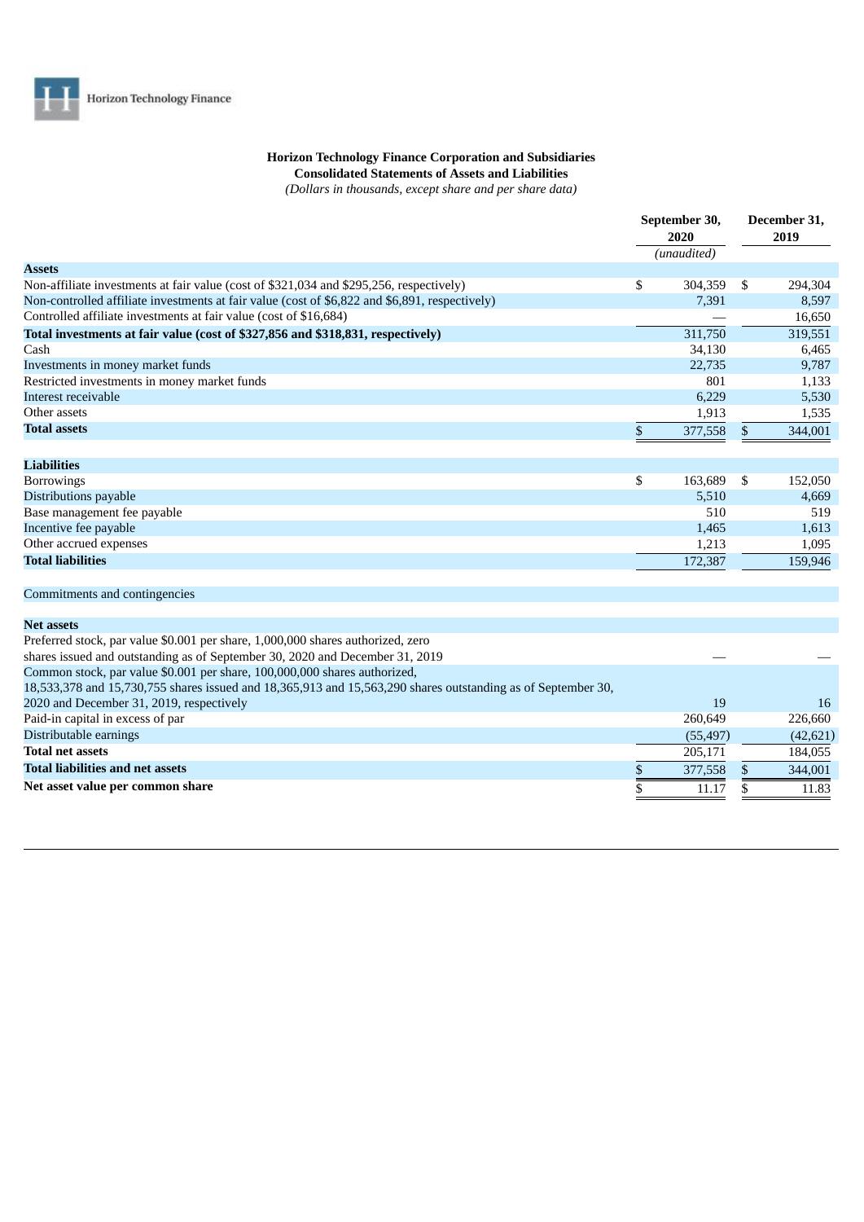Horizon Technology Finance

**Horizon Technology Finance Corporation and Subsidiaries**
**Consolidated Statements of Assets and Liabilities**
*(Dollars in thousands, except share and per share data)*

| | September 30, 2020 *(unaudited)* | December 31, 2019 |
|---|---|---|
| **Assets** | | |
| Non-affiliate investments at fair value (cost of $321,034 and $295,256, respectively) | $ 304,359 | $ 294,304 |
| Non-controlled affiliate investments at fair value (cost of $6,822 and $6,891, respectively) | 7,391 | 8,597 |
| Controlled affiliate investments at fair value (cost of $16,684) | — | 16,650 |
| **Total investments at fair value (cost of $327,856 and $318,831, respectively)** | 311,750 | 319,551 |
| Cash | 34,130 | 6,465 |
| Investments in money market funds | 22,735 | 9,787 |
| Restricted investments in money market funds | 801 | 1,133 |
| Interest receivable | 6,229 | 5,530 |
| Other assets | 1,913 | 1,535 |
| **Total assets** | $ 377,558 | $ 344,001 |
| **Liabilities** | | |
| Borrowings | $ 163,689 | $ 152,050 |
| Distributions payable | 5,510 | 4,669 |
| Base management fee payable | 510 | 519 |
| Incentive fee payable | 1,465 | 1,613 |
| Other accrued expenses | 1,213 | 1,095 |
| **Total liabilities** | 172,387 | 159,946 |
| Commitments and contingencies | | |
| **Net assets** | | |
| Preferred stock, par value $0.001 per share, 1,000,000 shares authorized, zero shares issued and outstanding as of September 30, 2020 and December 31, 2019 | — | — |
| Common stock, par value $0.001 per share, 100,000,000 shares authorized, 18,533,378 and 15,730,755 shares issued and 18,365,913 and 15,563,290 shares outstanding as of September 30, 2020 and December 31, 2019, respectively | 19 | 16 |
| Paid-in capital in excess of par | 260,649 | 226,660 |
| Distributable earnings | (55,497) | (42,621) |
| **Total net assets** | 205,171 | 184,055 |
| **Total liabilities and net assets** | $ 377,558 | $ 344,001 |
| **Net asset value per common share** | $ 11.17 | $ 11.83 |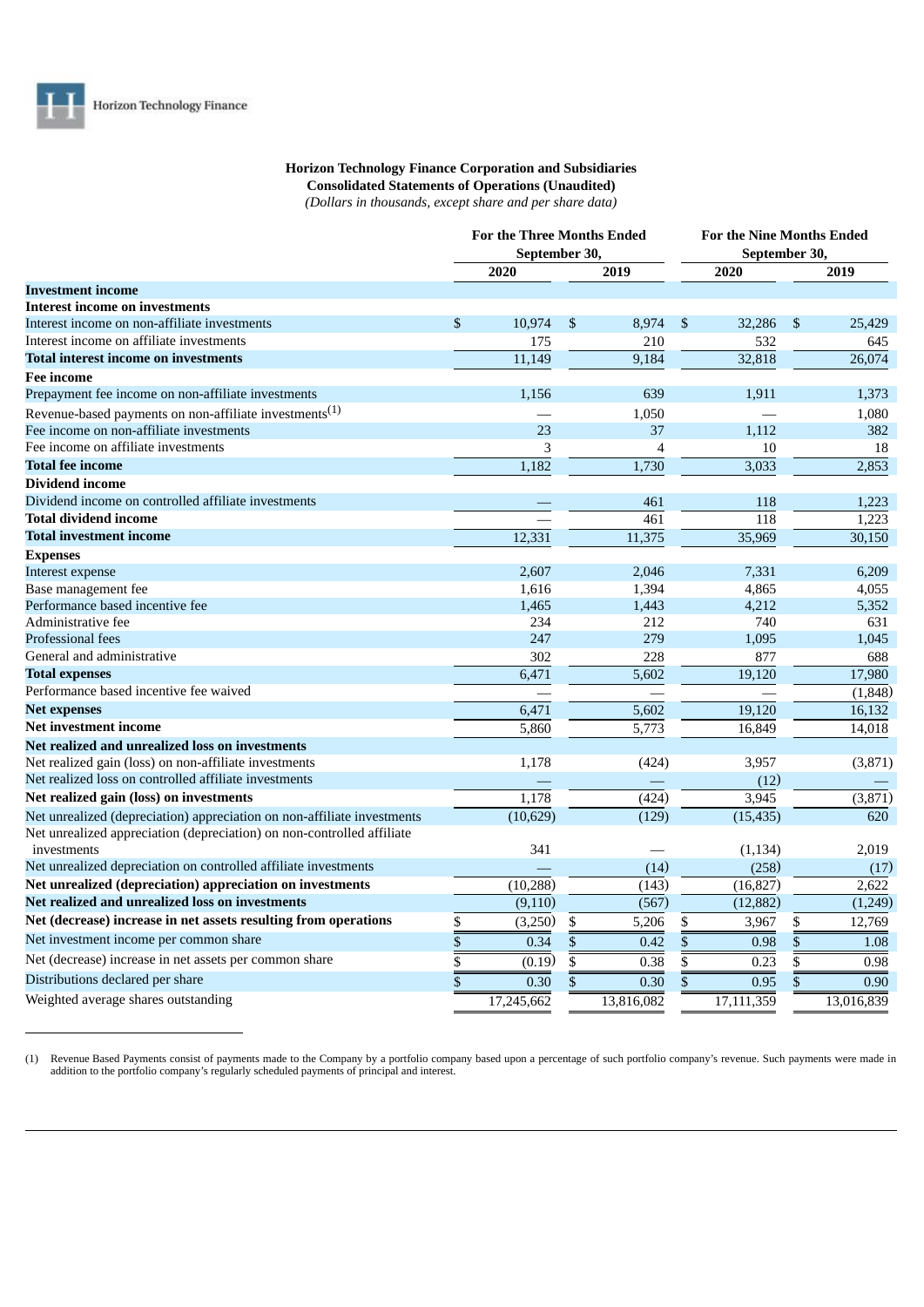Horizon Technology Finance

**Horizon Technology Finance Corporation and Subsidiaries**
**Consolidated Statements of Operations (Unaudited)**
*(Dollars in thousands, except share and per share data)*

| | For the Three Months Ended September 30, | | For the Nine Months Ended September 30, | |
|---|---|---|---|---|
| | 2020 | 2019 | 2020 | 2019 |
| **Investment income** | | | | |
| **Interest income on investments** | | | | |
| Interest income on non-affiliate investments | $ 10,974 | $ 8,974 | $ 32,286 | $ 25,429 |
| Interest income on affiliate investments | 175 | 210 | 532 | 645 |
| **Total interest income on investments** | 11,149 | 9,184 | 32,818 | 26,074 |
| **Fee income** | | | | |
| Prepayment fee income on non-affiliate investments | 1,156 | 639 | 1,911 | 1,373 |
| Revenue-based payments on non-affiliate investments(1) | — | 1,050 | — | 1,080 |
| Fee income on non-affiliate investments | 23 | 37 | 1,112 | 382 |
| Fee income on affiliate investments | 3 | 4 | 10 | 18 |
| **Total fee income** | 1,182 | 1,730 | 3,033 | 2,853 |
| **Dividend income** | | | | |
| Dividend income on controlled affiliate investments | — | 461 | 118 | 1,223 |
| **Total dividend income** | — | 461 | 118 | 1,223 |
| **Total investment income** | 12,331 | 11,375 | 35,969 | 30,150 |
| **Expenses** | | | | |
| Interest expense | 2,607 | 2,046 | 7,331 | 6,209 |
| Base management fee | 1,616 | 1,394 | 4,865 | 4,055 |
| Performance based incentive fee | 1,465 | 1,443 | 4,212 | 5,352 |
| Administrative fee | 234 | 212 | 740 | 631 |
| Professional fees | 247 | 279 | 1,095 | 1,045 |
| General and administrative | 302 | 228 | 877 | 688 |
| **Total expenses** | 6,471 | 5,602 | 19,120 | 17,980 |
| Performance based incentive fee waived | — | — | — | (1,848) |
| **Net expenses** | 6,471 | 5,602 | 19,120 | 16,132 |
| **Net investment income** | 5,860 | 5,773 | 16,849 | 14,018 |
| **Net realized and unrealized loss on investments** | | | | |
| Net realized gain (loss) on non-affiliate investments | 1,178 | (424) | 3,957 | (3,871) |
| Net realized loss on controlled affiliate investments | — | — | (12) | — |
| **Net realized gain (loss) on investments** | 1,178 | (424) | 3,945 | (3,871) |
| Net unrealized (depreciation) appreciation on non-affiliate investments | (10,629) | (129) | (15,435) | 620 |
| Net unrealized appreciation (depreciation) on non-controlled affiliate investments | 341 | — | (1,134) | 2,019 |
| Net unrealized depreciation on controlled affiliate investments | — | (14) | (258) | (17) |
| **Net unrealized (depreciation) appreciation on investments** | (10,288) | (143) | (16,827) | 2,622 |
| **Net realized and unrealized loss on investments** | (9,110) | (567) | (12,882) | (1,249) |
| **Net (decrease) increase in net assets resulting from operations** | $ (3,250) | $ 5,206 | $ 3,967 | $ 12,769 |
| Net investment income per common share | $ 0.34 | $ 0.42 | $ 0.98 | $ 1.08 |
| Net (decrease) increase in net assets per common share | $ (0.19) | $ 0.38 | $ 0.23 | $ 0.98 |
| Distributions declared per share | $ 0.30 | $ 0.30 | $ 0.95 | $ 0.90 |
| Weighted average shares outstanding | 17,245,662 | 13,816,082 | 17,111,359 | 13,016,839 |

(1) Revenue Based Payments consist of payments made to the Company by a portfolio company based upon a percentage of such portfolio company's revenue. Such payments were made in addition to the portfolio company's regularly scheduled payments of principal and interest.